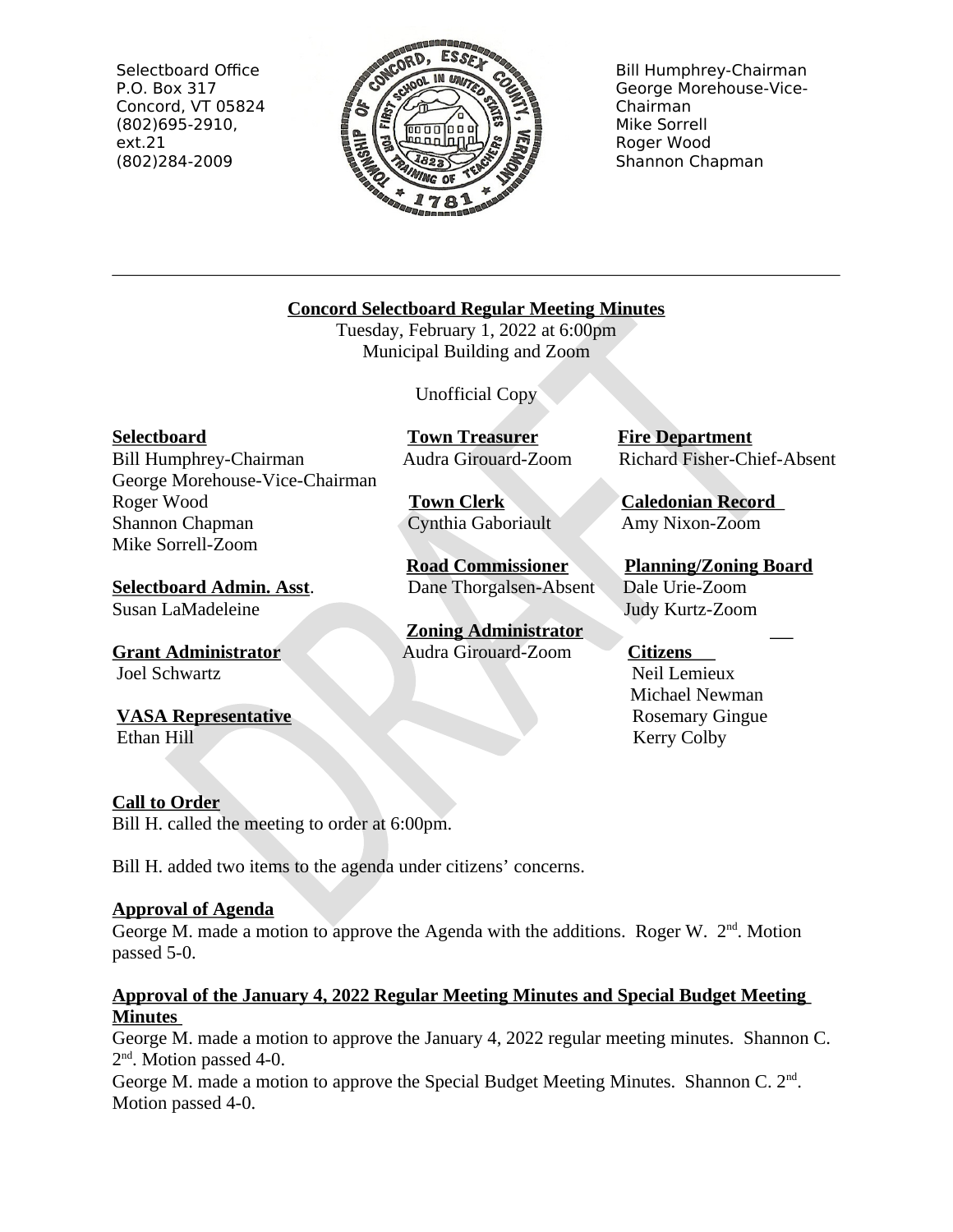Selectboard Office
P.O. Box 317
Concord, VT 05824
(802)695-2910, ext.21
(802)284-2009

Bill Humphrey-Chairman
George Morehouse-Vice-Chairman
Mike Sorrell
Roger Wood
Shannon Chapman

# Concord Selectboard Regular Meeting Minutes

Tuesday, February 1, 2022 at 6:00pm
Municipal Building and Zoom

Unofficial Copy

**Selectboard**
Bill Humphrey-Chairman
George Morehouse-Vice-Chairman
Roger Wood
Shannon Chapman
Mike Sorrell-Zoom

**Selectboard Admin. Asst**.
Susan LaMadeleine

**Grant Administrator**
Joel Schwartz

**VASA Representative**
Ethan Hill

**Town Treasurer**
Audra Girouard-Zoom

**Town Clerk**
Cynthia Gaboriault

**Road Commissioner**
Dane Thorgalsen-Absent

**Zoning Administrator**
Audra Girouard-Zoom

**Fire Department**
Richard Fisher-Chief-Absent

**Caledonian Record**
Amy Nixon-Zoom

**Planning/Zoning Board**
Dale Urie-Zoom
Judy Kurtz-Zoom

**Citizens**
Neil Lemieux
Michael Newman
Rosemary Gingue
Kerry Colby

## Call to Order

Bill H. called the meeting to order at 6:00pm.

Bill H. added two items to the agenda under citizens' concerns.

## Approval of Agenda

George M. made a motion to approve the Agenda with the additions. Roger W. 2nd. Motion passed 5-0.

## Approval of the January 4, 2022 Regular Meeting Minutes and Special Budget Meeting Minutes

George M. made a motion to approve the January 4, 2022 regular meeting minutes. Shannon C. 2nd. Motion passed 4-0.

George M. made a motion to approve the Special Budget Meeting Minutes. Shannon C. 2nd. Motion passed 4-0.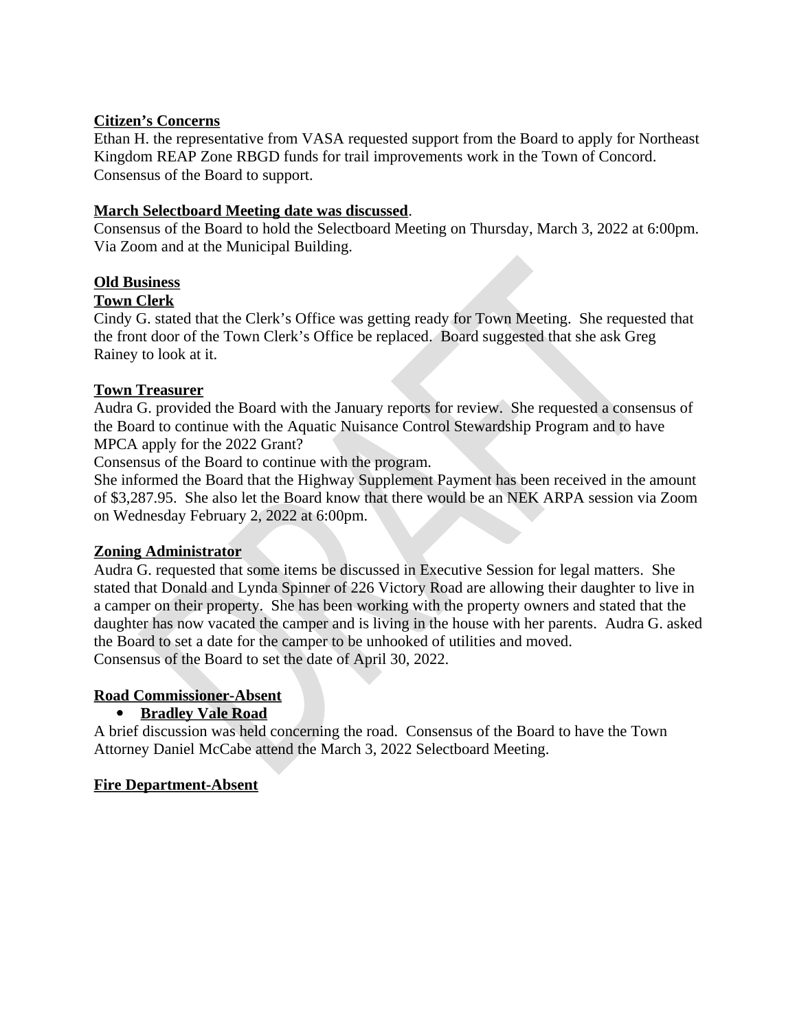**Citizen's Concerns**

Ethan H. the representative from VASA requested support from the Board to apply for Northeast Kingdom REAP Zone RBGD funds for trail improvements work in the Town of Concord. Consensus of the Board to support.

**March Selectboard Meeting date was discussed**.

Consensus of the Board to hold the Selectboard Meeting on Thursday, March 3, 2022 at 6:00pm. Via Zoom and at the Municipal Building.

**Old Business**

**Town Clerk**

Cindy G. stated that the Clerk's Office was getting ready for Town Meeting. She requested that the front door of the Town Clerk's Office be replaced. Board suggested that she ask Greg Rainey to look at it.

**Town Treasurer**

Audra G. provided the Board with the January reports for review. She requested a consensus of the Board to continue with the Aquatic Nuisance Control Stewardship Program and to have MPCA apply for the 2022 Grant?

Consensus of the Board to continue with the program.

She informed the Board that the Highway Supplement Payment has been received in the amount of $3,287.95. She also let the Board know that there would be an NEK ARPA session via Zoom on Wednesday February 2, 2022 at 6:00pm.

**Zoning Administrator**

Audra G. requested that some items be discussed in Executive Session for legal matters. She stated that Donald and Lynda Spinner of 226 Victory Road are allowing their daughter to live in a camper on their property. She has been working with the property owners and stated that the daughter has now vacated the camper and is living in the house with her parents. Audra G. asked the Board to set a date for the camper to be unhooked of utilities and moved.

Consensus of the Board to set the date of April 30, 2022.

**Road Commissioner-Absent**

- **Bradley Vale Road**

A brief discussion was held concerning the road. Consensus of the Board to have the Town Attorney Daniel McCabe attend the March 3, 2022 Selectboard Meeting.

**Fire Department-Absent**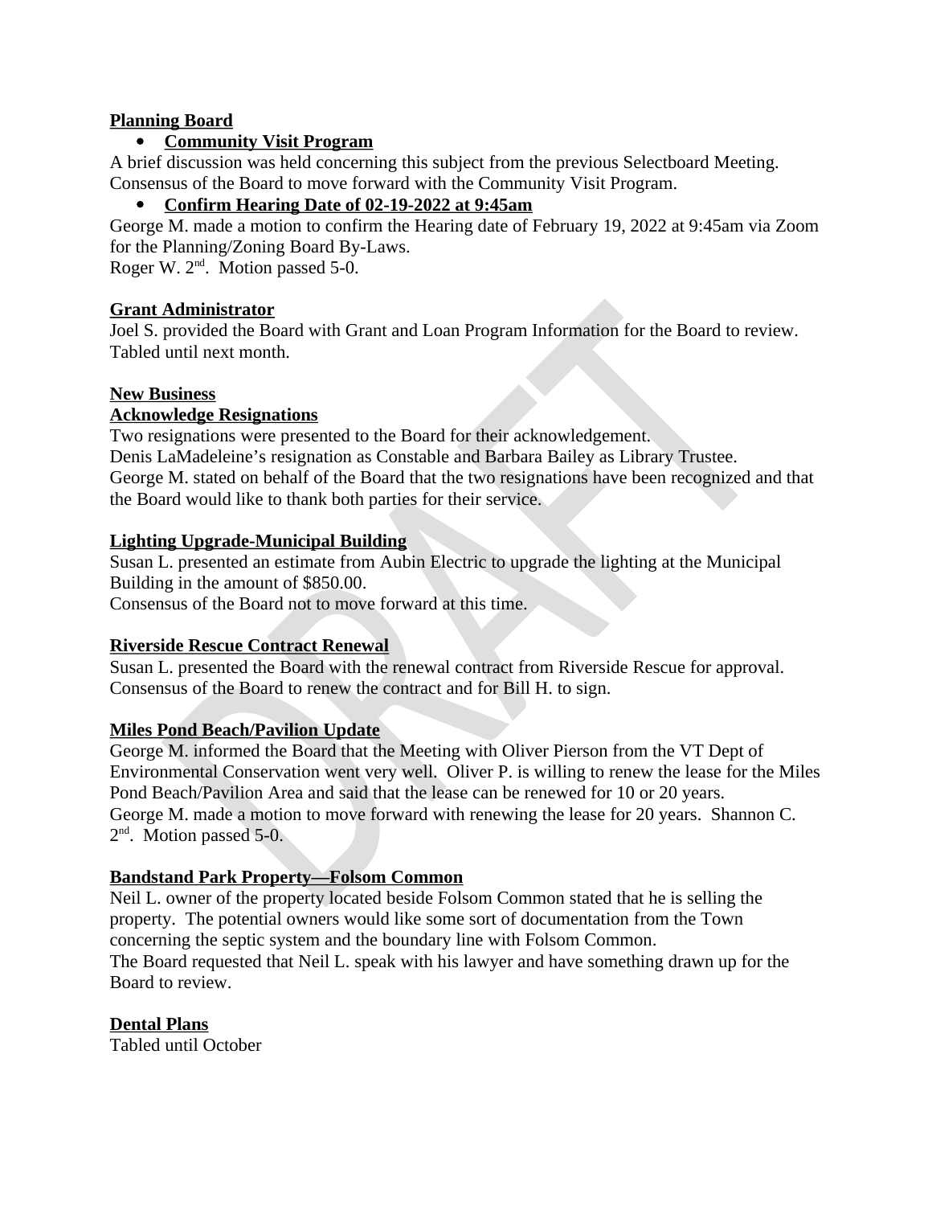**Planning Board**

- **Community Visit Program**

A brief discussion was held concerning this subject from the previous Selectboard Meeting. Consensus of the Board to move forward with the Community Visit Program.

- **Confirm Hearing Date of 02-19-2022 at 9:45am**

George M. made a motion to confirm the Hearing date of February 19, 2022 at 9:45am via Zoom for the Planning/Zoning Board By-Laws.
Roger W. 2nd. Motion passed 5-0.

**Grant Administrator**

Joel S. provided the Board with Grant and Loan Program Information for the Board to review. Tabled until next month.

**New Business**

**Acknowledge Resignations**

Two resignations were presented to the Board for their acknowledgement.
Denis LaMadeleine's resignation as Constable and Barbara Bailey as Library Trustee.
George M. stated on behalf of the Board that the two resignations have been recognized and that the Board would like to thank both parties for their service.

**Lighting Upgrade-Municipal Building**

Susan L. presented an estimate from Aubin Electric to upgrade the lighting at the Municipal Building in the amount of $850.00.
Consensus of the Board not to move forward at this time.

**Riverside Rescue Contract Renewal**

Susan L. presented the Board with the renewal contract from Riverside Rescue for approval. Consensus of the Board to renew the contract and for Bill H. to sign.

**Miles Pond Beach/Pavilion Update**

George M. informed the Board that the Meeting with Oliver Pierson from the VT Dept of Environmental Conservation went very well. Oliver P. is willing to renew the lease for the Miles Pond Beach/Pavilion Area and said that the lease can be renewed for 10 or 20 years.
George M. made a motion to move forward with renewing the lease for 20 years. Shannon C. 2nd. Motion passed 5-0.

**Bandstand Park Property—Folsom Common**

Neil L. owner of the property located beside Folsom Common stated that he is selling the property. The potential owners would like some sort of documentation from the Town concerning the septic system and the boundary line with Folsom Common.
The Board requested that Neil L. speak with his lawyer and have something drawn up for the Board to review.

**Dental Plans**

Tabled until October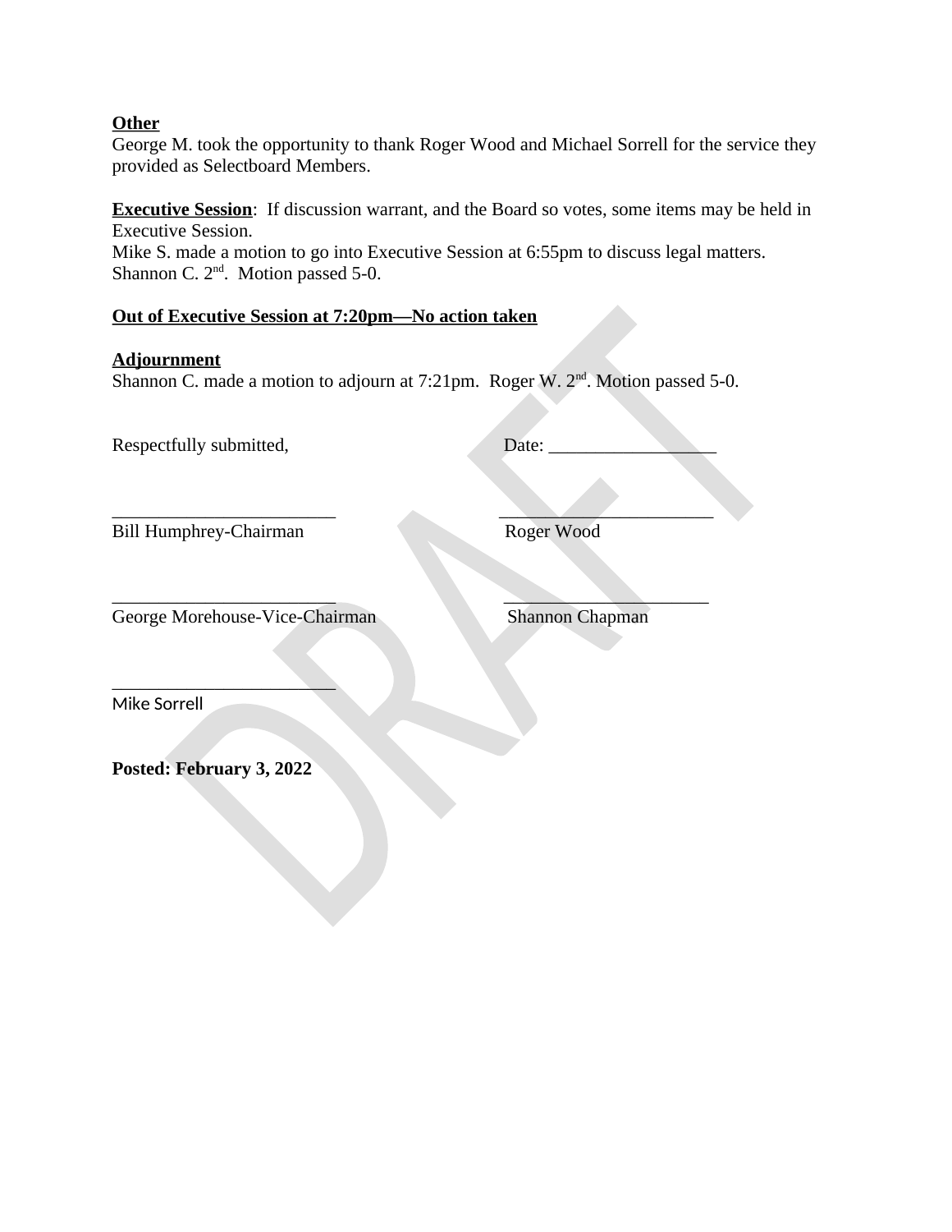**Other**

George M. took the opportunity to thank Roger Wood and Michael Sorrell for the service they provided as Selectboard Members.

**Executive Session**: If discussion warrant, and the Board so votes, some items may be held in Executive Session.

Mike S. made a motion to go into Executive Session at 6:55pm to discuss legal matters. Shannon C. 2nd. Motion passed 5-0.

**Out of Executive Session at 7:20pm—No action taken**

**Adjournment**

Shannon C. made a motion to adjourn at 7:21pm. Roger W. 2nd. Motion passed 5-0.

Respectfully submitted, Date: __________________

_________________________
Bill Humphrey-Chairman

_________________________
Roger Wood

_________________________
George Morehouse-Vice-Chairman

_________________________
Shannon Chapman

_________________________
Mike Sorrell

**Posted: February 3, 2022**

DRAFT